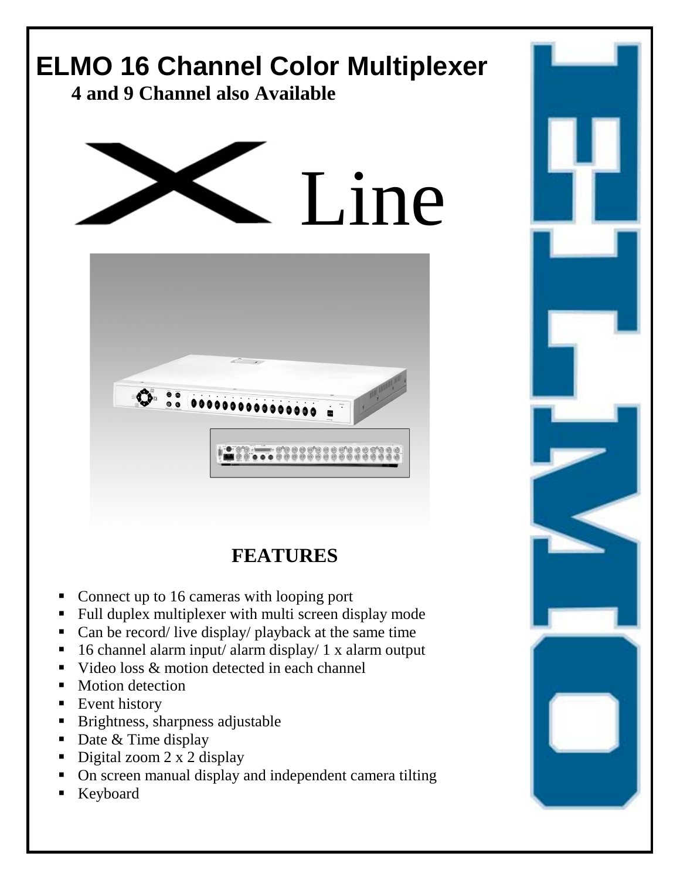# ELMO 16 Channel Color Multiplexer

**4 and 9 Channel also Available**

X Line

## FEATURES

- Connect up to 16 cameras with looping port
- Full duplex multiplexer with multi screen display mode
- Can be record/ live display/ playback at the same time
- 16 channel alarm input/ alarm display/ 1 x alarm output
- Video loss & motion detected in each channel
- Motion detection
- Event history
- Brightness, sharpness adjustable
- Date & Time display
- Digital zoom 2 x 2 display
- On screen manual display and independent camera tilting
- Keyboard

ELMO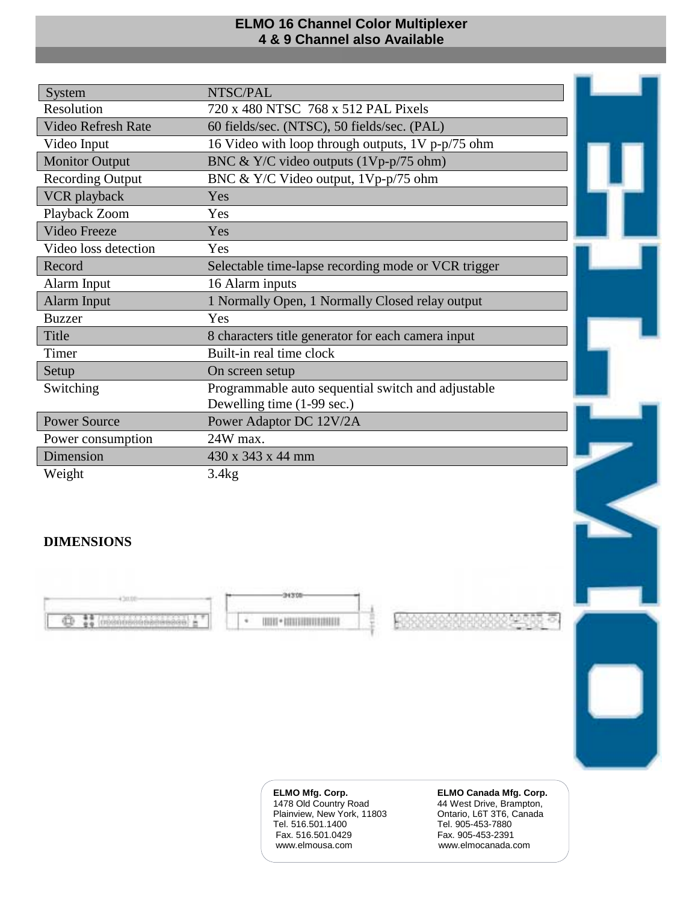## ELMO 16 Channel Color Multiplexer
## 4 & 9 Channel also Available

| | |
|---|---|
| System | NTSC/PAL |
| Resolution | 720 x 480 NTSC 768 x 512 PAL Pixels |
| Video Refresh Rate | 60 fields/sec. (NTSC), 50 fields/sec. (PAL) |
| Video Input | 16 Video with loop through outputs, 1V p-p/75 ohm |
| Monitor Output | BNC & Y/C video outputs (1Vp-p/75 ohm) |
| Recording Output | BNC & Y/C Video output, 1Vp-p/75 ohm |
| VCR playback | Yes |
| Playback Zoom | Yes |
| Video Freeze | Yes |
| Video loss detection | Yes |
| Record | Selectable time-lapse recording mode or VCR trigger |
| Alarm Input | 16 Alarm inputs |
| Alarm Input | 1 Normally Open, 1 Normally Closed relay output |
| Buzzer | Yes |
| Title | 8 characters title generator for each camera input |
| Timer | Built-in real time clock |
| Setup | On screen setup |
| Switching | Programmable auto sequential switch and adjustable Dewelling time (1-99 sec.) |
| Power Source | Power Adaptor DC 12V/2A |
| Power consumption | 24W max. |
| Dimension | 430 x 343 x 44 mm |
| Weight | 3.4kg |

**DIMENSIONS**

430.00

343.00

44.00

**ELMO Mfg. Corp.**
1478 Old Country Road
Plainview, New York, 11803
Tel. 516.501.1400
Fax. 516.501.0429
www.elmousa.com

**ELMO Canada Mfg. Corp.**
44 West Drive, Brampton,
Ontario, L6T 3T6, Canada
Tel. 905-453-7880
Fax. 905-453-2391
www.elmocanada.com